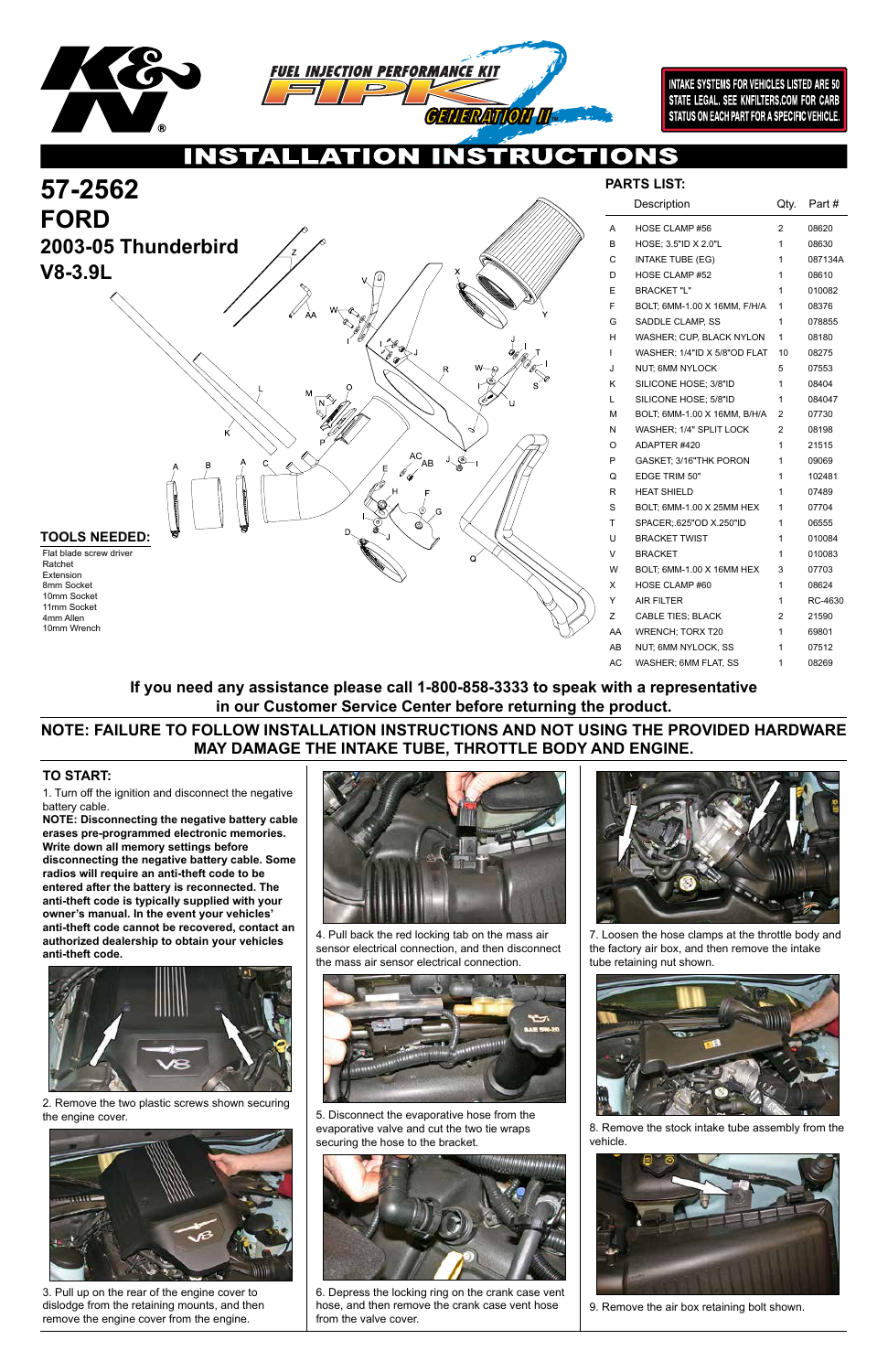# INSTALLATION INSTRUCTIONS

INTAKE SYSTEMS FOR VEHICLES LISTED ARE 50 STATE LEGAL. SEE KNFILTERS.COM FOR CARB STATUS ON EACH PART FOR A SPECIFIC VEHICLE.

FUEL INJECTION PERFORMANCE KIT FIPK GENERATION II

# 57-2562

## FORD

## 2003-05 Thunderbird V8-3.9L

### PARTS LIST:

| | Description | Qty. | Part # |
|---|---|---|---|
| A | HOSE CLAMP #56 | 2 | 08620 |
| B | HOSE; 3.5"ID X 2.0"L | 1 | 08630 |
| C | INTAKE TUBE (EG) | 1 | 087134A |
| D | HOSE CLAMP #52 | 1 | 08610 |
| E | BRACKET "L" | 1 | 010082 |
| F | BOLT; 6MM-1.00 X 16MM, F/H/A | 1 | 08376 |
| G | SADDLE CLAMP, SS | 1 | 078855 |
| H | WASHER; CUP, BLACK NYLON | 1 | 08180 |
| I | WASHER; 1/4"ID X 5/8"OD FLAT | 10 | 08275 |
| J | NUT; 6MM NYLOCK | 5 | 07553 |
| K | SILICONE HOSE; 3/8"ID | 1 | 08404 |
| L | SILICONE HOSE; 5/8"ID | 1 | 084047 |
| M | BOLT; 6MM-1.00 X 16MM, B/H/A | 2 | 07730 |
| N | WASHER; 1/4" SPLIT LOCK | 2 | 08198 |
| O | ADAPTER #420 | 1 | 21515 |
| P | GASKET; 3/16"THK PORON | 1 | 09069 |
| Q | EDGE TRIM 50" | 1 | 102481 |
| R | HEAT SHIELD | 1 | 07489 |
| S | BOLT; 6MM-1.00 X 25MM HEX | 1 | 07704 |
| T | SPACER; .625"OD X.250"ID | 1 | 06555 |
| U | BRACKET TWIST | 1 | 010084 |
| V | BRACKET | 1 | 010083 |
| W | BOLT; 6MM-1.00 X 16MM HEX | 3 | 07703 |
| X | HOSE CLAMP #60 | 1 | 08624 |
| Y | AIR FILTER | 1 | RC-4630 |
| Z | CABLE TIES; BLACK | 2 | 21590 |
| AA | WRENCH; TORX T20 | 1 | 69801 |
| AB | NUT; 6MM NYLOCK, SS | 1 | 07512 |
| AC | WASHER; 6MM FLAT, SS | 1 | 08269 |

### TOOLS NEEDED:

Flat blade screw driver
Ratchet
Extension
8mm Socket
10mm Socket
11mm Socket
4mm Allen
10mm Wrench

**If you need any assistance please call 1-800-858-3333 to speak with a representative in our Customer Service Center before returning the product.**

**NOTE: FAILURE TO FOLLOW INSTALLATION INSTRUCTIONS AND NOT USING THE PROVIDED HARDWARE MAY DAMAGE THE INTAKE TUBE, THROTTLE BODY AND ENGINE.**

### TO START:

1. Turn off the ignition and disconnect the negative battery cable.

**NOTE: Disconnecting the negative battery cable erases pre-programmed electronic memories. Write down all memory settings before disconnecting the negative battery cable. Some radios will require an anti-theft code to be entered after the battery is reconnected. The anti-theft code is typically supplied with your owner's manual. In the event your vehicles' anti-theft code cannot be recovered, contact an authorized dealership to obtain your vehicles anti-theft code.**

2. Remove the two plastic screws shown securing the engine cover.

3. Pull up on the rear of the engine cover to dislodge from the retaining mounts, and then remove the engine cover from the engine.

4. Pull back the red locking tab on the mass air sensor electrical connection, and then disconnect the mass air sensor electrical connection.

5. Disconnect the evaporative hose from the evaporative valve and cut the two tie wraps securing the hose to the bracket.

6. Depress the locking ring on the crank case vent hose, and then remove the crank case vent hose from the valve cover.

7. Loosen the hose clamps at the throttle body and the factory air box, and then remove the intake tube retaining nut shown.

8. Remove the stock intake tube assembly from the vehicle.

9. Remove the air box retaining bolt shown.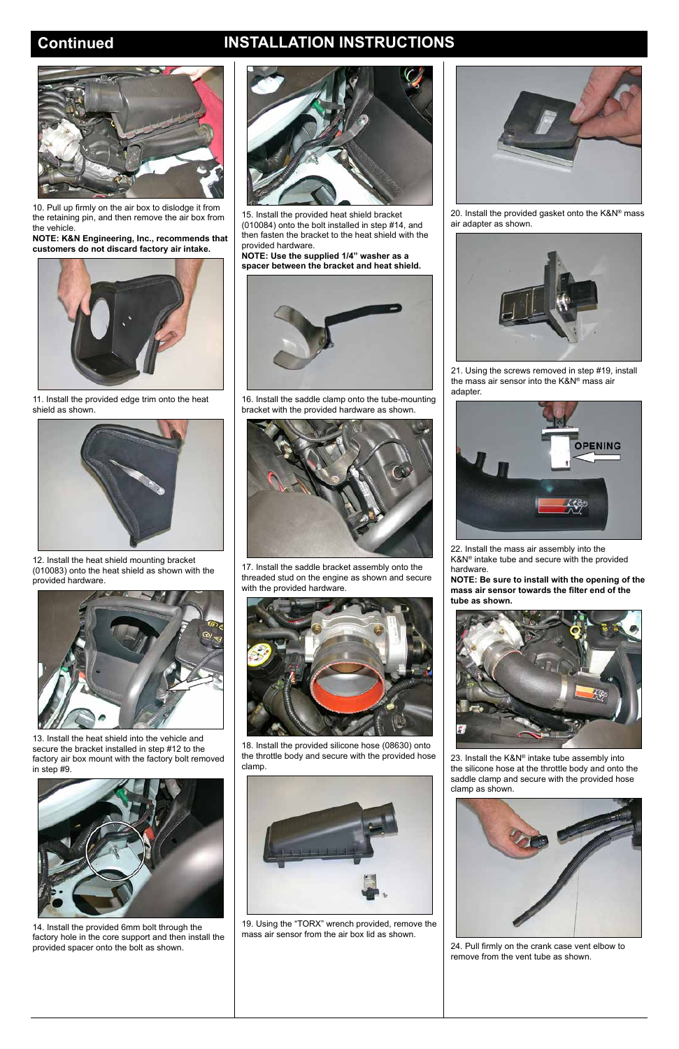## Continued

# INSTALLATION INSTRUCTIONS

10. Pull up firmly on the air box to dislodge it from the retaining pin, and then remove the air box from the vehicle.

**NOTE: K&N Engineering, Inc., recommends that customers do not discard factory air intake.**

11. Install the provided edge trim onto the heat shield as shown.

12. Install the heat shield mounting bracket (010083) onto the heat shield as shown with the provided hardware.

13. Install the heat shield into the vehicle and secure the bracket installed in step #12 to the factory air box mount with the factory bolt removed in step #9.

14. Install the provided 6mm bolt through the factory hole in the core support and then install the provided spacer onto the bolt as shown.

15. Install the provided heat shield bracket (010084) onto the bolt installed in step #14, and then fasten the bracket to the heat shield with the provided hardware.

**NOTE: Use the supplied 1/4" washer as a spacer between the bracket and heat shield.**

16. Install the saddle clamp onto the tube-mounting bracket with the provided hardware as shown.

17. Install the saddle bracket assembly onto the threaded stud on the engine as shown and secure with the provided hardware.

18. Install the provided silicone hose (08630) onto the throttle body and secure with the provided hose clamp.

19. Using the "TORX" wrench provided, remove the mass air sensor from the air box lid as shown.

20. Install the provided gasket onto the K&N® mass air adapter as shown.

21. Using the screws removed in step #19, install the mass air sensor into the K&N® mass air adapter.

22. Install the mass air assembly into the K&N® intake tube and secure with the provided hardware.

**NOTE: Be sure to install with the opening of the mass air sensor towards the filter end of the tube as shown.**

23. Install the K&N® intake tube assembly into the silicone hose at the throttle body and onto the saddle clamp and secure with the provided hose clamp as shown.

24. Pull firmly on the crank case vent elbow to remove from the vent tube as shown.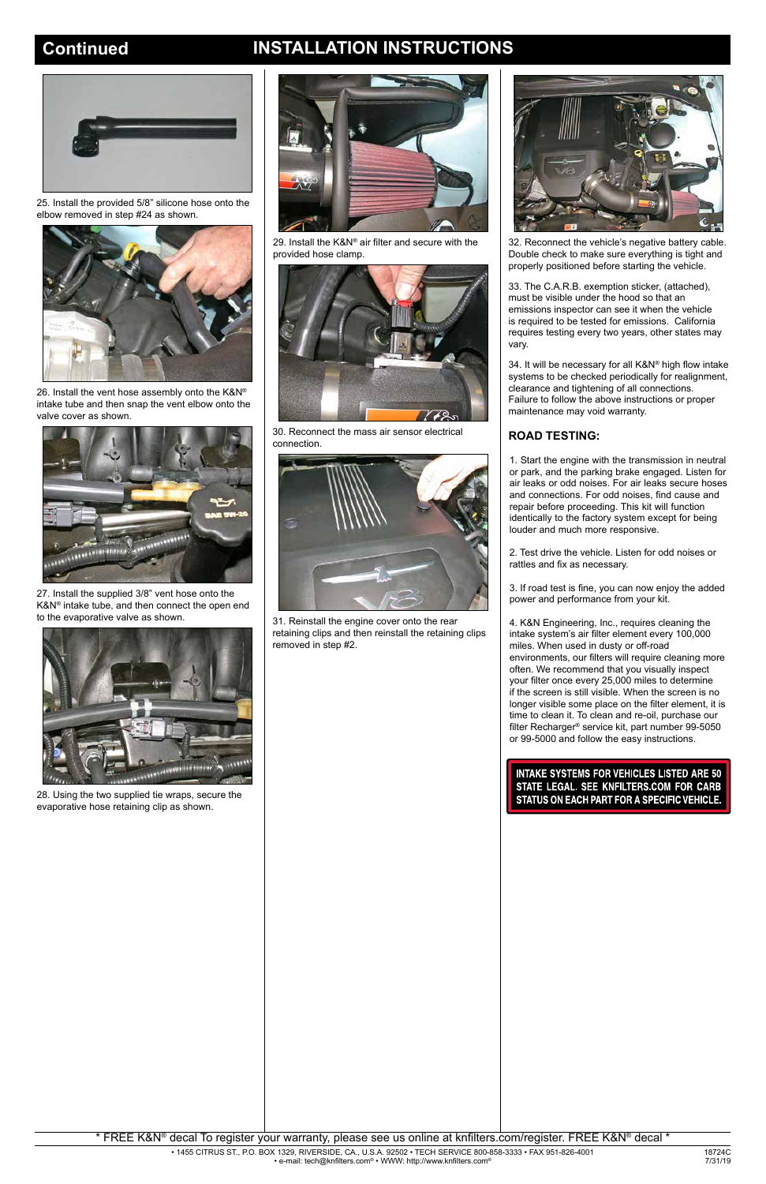## Continued INSTALLATION INSTRUCTIONS

25. Install the provided 5/8" silicone hose onto the elbow removed in step #24 as shown.

26. Install the vent hose assembly onto the K&N® intake tube and then snap the vent elbow onto the valve cover as shown.

27. Install the supplied 3/8" vent hose onto the K&N® intake tube, and then connect the open end to the evaporative valve as shown.

28. Using the two supplied tie wraps, secure the evaporative hose retaining clip as shown.

29. Install the K&N® air filter and secure with the provided hose clamp.

30. Reconnect the mass air sensor electrical connection.

31. Reinstall the engine cover onto the rear retaining clips and then reinstall the retaining clips removed in step #2.

32. Reconnect the vehicle's negative battery cable. Double check to make sure everything is tight and properly positioned before starting the vehicle.

33. The C.A.R.B. exemption sticker, (attached), must be visible under the hood so that an emissions inspector can see it when the vehicle is required to be tested for emissions. California requires testing every two years, other states may vary.

34. It will be necessary for all K&N® high flow intake systems to be checked periodically for realignment, clearance and tightening of all connections. Failure to follow the above instructions or proper maintenance may void warranty.

### ROAD TESTING:

1. Start the engine with the transmission in neutral or park, and the parking brake engaged. Listen for air leaks or odd noises. For air leaks secure hoses and connections. For odd noises, find cause and repair before proceeding. This kit will function identically to the factory system except for being louder and much more responsive.

2. Test drive the vehicle. Listen for odd noises or rattles and fix as necessary.

3. If road test is fine, you can now enjoy the added power and performance from your kit.

4. K&N Engineering, Inc., requires cleaning the intake system's air filter element every 100,000 miles. When used in dusty or off-road environments, our filters will require cleaning more often. We recommend that you visually inspect your filter once every 25,000 miles to determine if the screen is still visible. When the screen is no longer visible some place on the filter element, it is time to clean it. To clean and re-oil, purchase our filter Recharger® service kit, part number 99-5050 or 99-5000 and follow the easy instructions.

**INTAKE SYSTEMS FOR VEHICLES LISTED ARE 50 STATE LEGAL. SEE KNFILTERS.COM FOR CARB STATUS ON EACH PART FOR A SPECIFIC VEHICLE.**

* FREE K&N® decal To register your warranty, please see us online at knfilters.com/register. FREE K&N® decal *

• 1455 CITRUS ST., P.O. BOX 1329, RIVERSIDE, CA., U.S.A. 92502 • TECH SERVICE 800-858-3333 • FAX 951-826-4001 • e-mail: tech@knfilters.com® • WWW: http://www.knfilters.com®

18724C
7/31/19